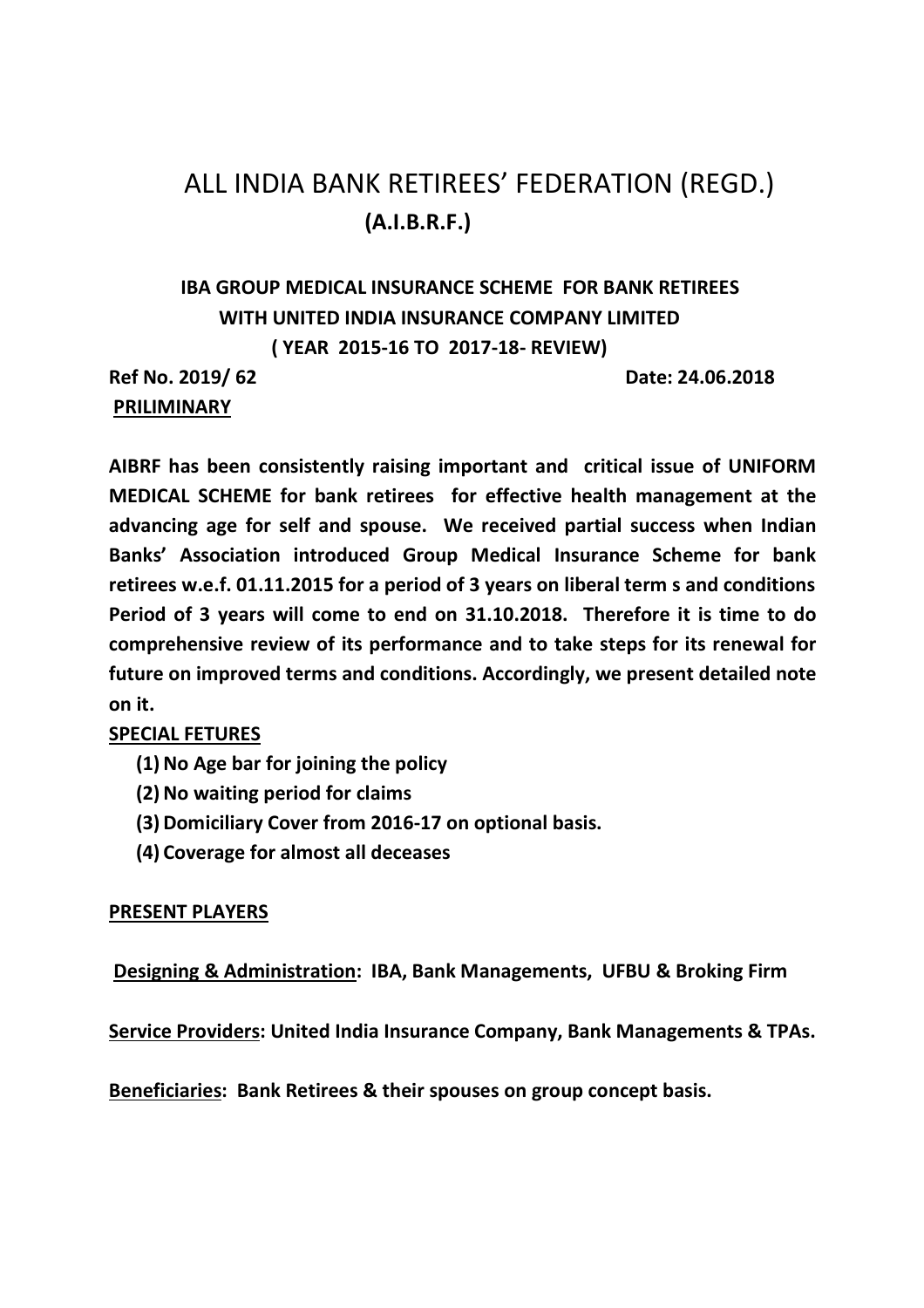# ALL INDIA BANK RETIREES' FEDERATION (REGD.)

## (A.I.B.R.F.)

### IBA GROUP MEDICAL INSURANCE SCHEME FOR BANK RETIREES WITH UNITED INDIA INSURANCE COMPANY LIMITED ( YEAR 2015-16 TO 2017-18- REVIEW)

**Ref No. 2019/ 62** **Date: 24.06.2018**

**PRILIMINARY**

**AIBRF has been consistently raising important and critical issue of UNIFORM MEDICAL SCHEME for bank retirees for effective health management at the advancing age for self and spouse. We received partial success when Indian Banks' Association introduced Group Medical Insurance Scheme for bank retirees w.e.f. 01.11.2015 for a period of 3 years on liberal term s and conditions Period of 3 years will come to end on 31.10.2018. Therefore it is time to do comprehensive review of its performance and to take steps for its renewal for future on improved terms and conditions. Accordingly, we present detailed note on it.**

**SPECIAL FETURES**

1. **No Age bar for joining the policy**
2. **No waiting period for claims**
3. **Domiciliary Cover from 2016-17 on optional basis.**
4. **Coverage for almost all deceases**

**PRESENT PLAYERS**

**Designing & Administration: IBA, Bank Managements, UFBU & Broking Firm**

**Service Providers: United India Insurance Company, Bank Managements & TPAs.**

**Beneficiaries: Bank Retirees & their spouses on group concept basis.**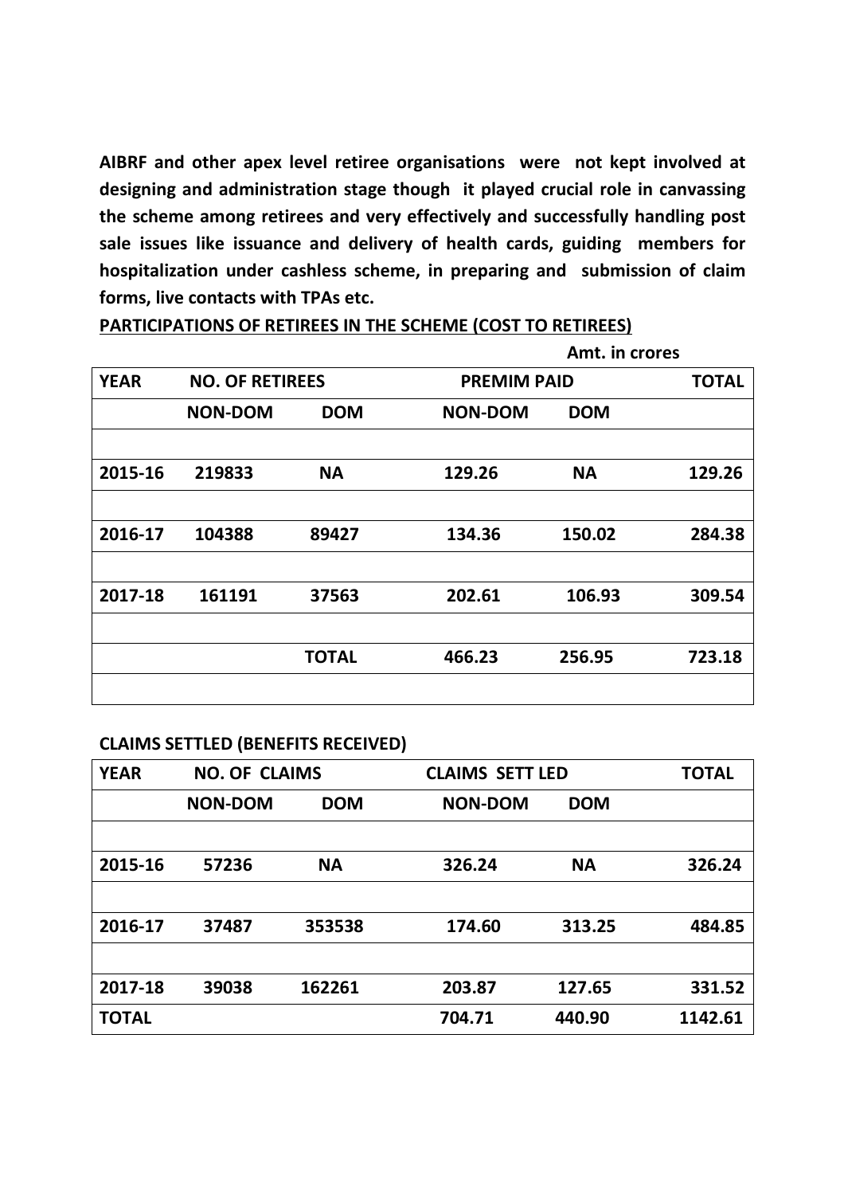**AIBRF and other apex level retiree organisations were not kept involved at designing and administration stage though it played crucial role in canvassing the scheme among retirees and very effectively and successfully handling post sale issues like issuance and delivery of health cards, guiding members for hospitalization under cashless scheme, in preparing and submission of claim forms, live contacts with TPAs etc.**

**PARTICIPATIONS OF RETIREES IN THE SCHEME (COST TO RETIREES)**

**Amt. in crores**

| YEAR | NO. OF RETIREES | | PREMIM PAID | | TOTAL |
|---|---|---|---|---|---|
| | NON-DOM | DOM | NON-DOM | DOM | |
| | | | | | |
| 2015-16 | 219833 | NA | 129.26 | NA | 129.26 |
| | | | | | |
| 2016-17 | 104388 | 89427 | 134.36 | 150.02 | 284.38 |
| | | | | | |
| 2017-18 | 161191 | 37563 | 202.61 | 106.93 | 309.54 |
| | | | | | |
| | | TOTAL | 466.23 | 256.95 | 723.18 |
| | | | | | |

**CLAIMS SETTLED (BENEFITS RECEIVED)**

| YEAR | NO. OF CLAIMS | | CLAIMS SETT LED | | TOTAL |
|---|---|---|---|---|---|
| | NON-DOM | DOM | NON-DOM | DOM | |
| | | | | | |
| 2015-16 | 57236 | NA | 326.24 | NA | 326.24 |
| | | | | | |
| 2016-17 | 37487 | 353538 | 174.60 | 313.25 | 484.85 |
| | | | | | |
| 2017-18 | 39038 | 162261 | 203.87 | 127.65 | 331.52 |
| TOTAL | | | 704.71 | 440.90 | 1142.61 |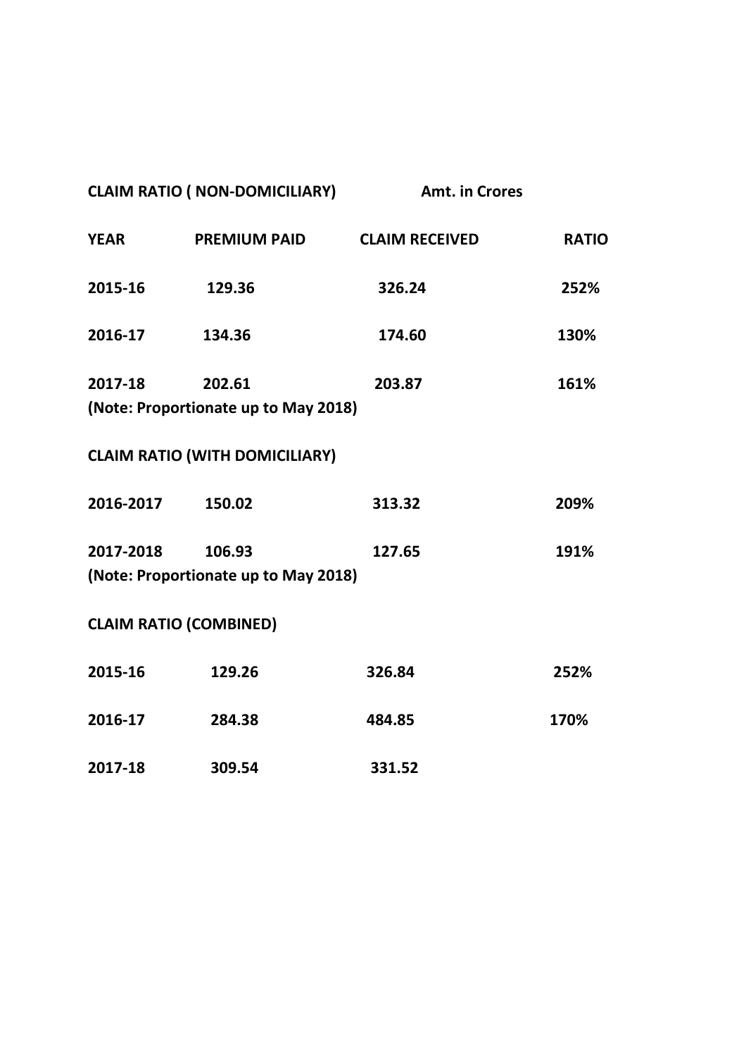**CLAIM RATIO ( NON-DOMICILIARY)** **Amt. in Crores**

| YEAR | PREMIUM PAID | CLAIM RECEIVED | RATIO |
|---|---|---|---|
| 2015-16 | 129.36 | 326.24 | 252% |
| 2016-17 | 134.36 | 174.60 | 130% |
| 2017-18 | 202.61 | 203.87 | 161% |

**(Note: Proportionate up to May 2018)**

**CLAIM RATIO (WITH DOMICILIARY)**

| YEAR | PREMIUM PAID | CLAIM RECEIVED | RATIO |
|---|---|---|---|
| 2016-2017 | 150.02 | 313.32 | 209% |
| 2017-2018 | 106.93 | 127.65 | 191% |

**(Note: Proportionate up to May 2018)**

**CLAIM RATIO (COMBINED)**

| YEAR | PREMIUM PAID | CLAIM RECEIVED | RATIO |
|---|---|---|---|
| 2015-16 | 129.26 | 326.84 | 252% |
| 2016-17 | 284.38 | 484.85 | 170% |
| 2017-18 | 309.54 | 331.52 | |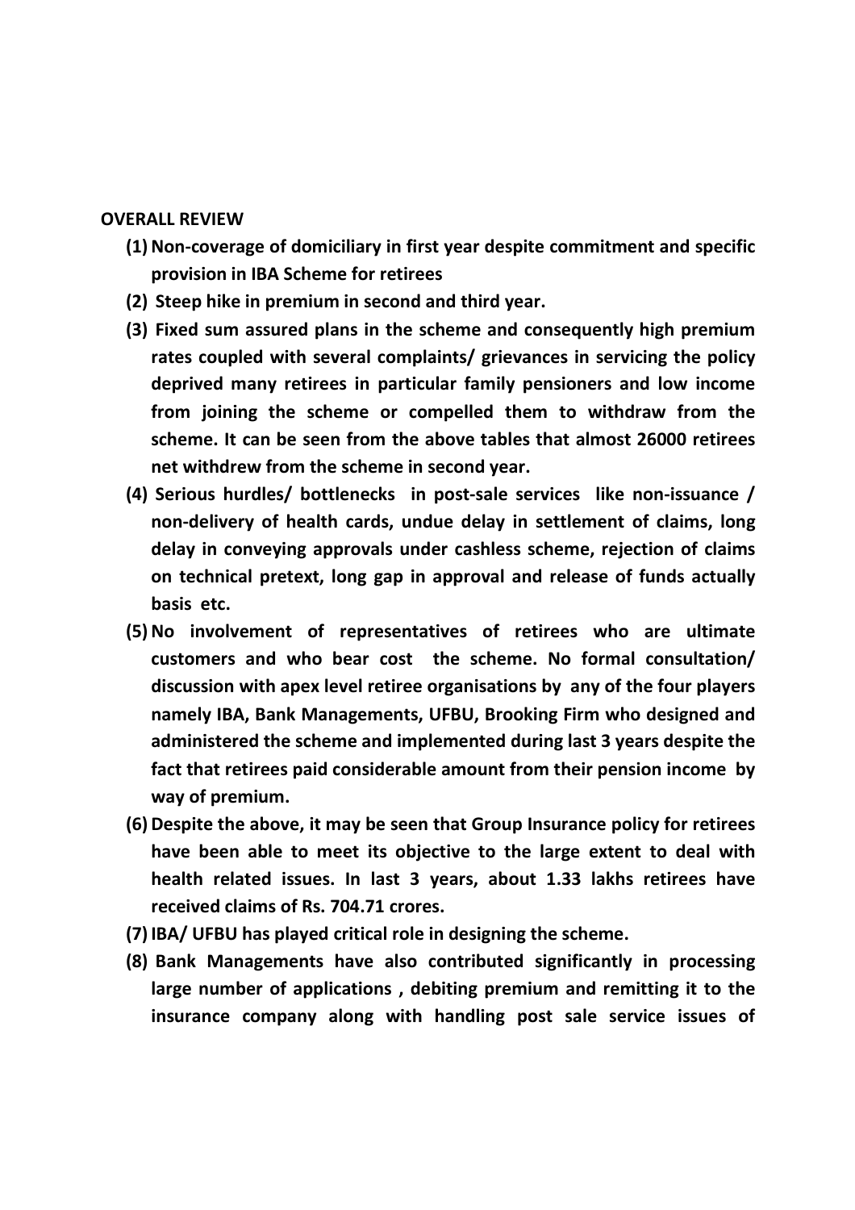**OVERALL REVIEW**

1. **Non-coverage of domiciliary in first year despite commitment and specific provision in IBA Scheme for retirees**
2. **Steep hike in premium in second and third year.**
3. **Fixed sum assured plans in the scheme and consequently high premium rates coupled with several complaints/ grievances in servicing the policy deprived many retirees in particular family pensioners and low income from joining the scheme or compelled them to withdraw from the scheme. It can be seen from the above tables that almost 26000 retirees net withdrew from the scheme in second year.**
4. **Serious hurdles/ bottlenecks in post-sale services like non-issuance / non-delivery of health cards, undue delay in settlement of claims, long delay in conveying approvals under cashless scheme, rejection of claims on technical pretext, long gap in approval and release of funds actually basis etc.**
5. **No involvement of representatives of retirees who are ultimate customers and who bear cost the scheme. No formal consultation/ discussion with apex level retiree organisations by any of the four players namely IBA, Bank Managements, UFBU, Brooking Firm who designed and administered the scheme and implemented during last 3 years despite the fact that retirees paid considerable amount from their pension income by way of premium.**
6. **Despite the above, it may be seen that Group Insurance policy for retirees have been able to meet its objective to the large extent to deal with health related issues. In last 3 years, about 1.33 lakhs retirees have received claims of Rs. 704.71 crores.**
7. **IBA/ UFBU has played critical role in designing the scheme.**
8. **Bank Managements have also contributed significantly in processing large number of applications , debiting premium and remitting it to the insurance company along with handling post sale service issues of**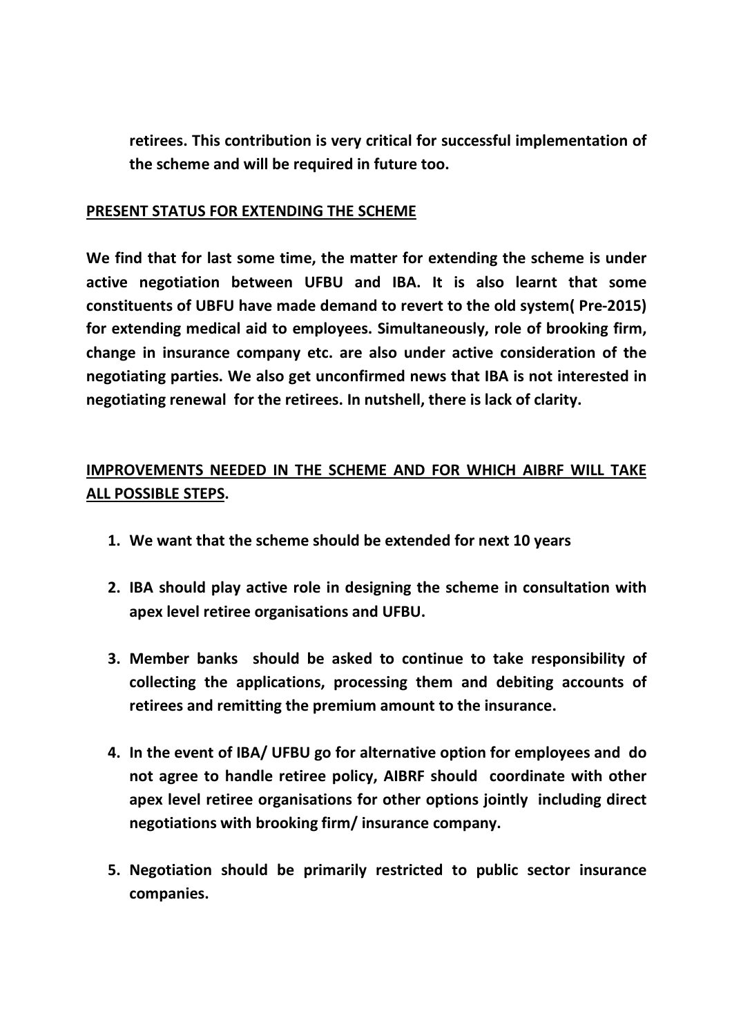**retirees. This contribution is very critical for successful implementation of the scheme and will be required in future too.**

**PRESENT STATUS FOR EXTENDING THE SCHEME**

**We find that for last some time, the matter for extending the scheme is under active negotiation between UFBU and IBA. It is also learnt that some constituents of UBFU have made demand to revert to the old system( Pre-2015) for extending medical aid to employees. Simultaneously, role of brooking firm, change in insurance company etc. are also under active consideration of the negotiating parties. We also get unconfirmed news that IBA is not interested in negotiating renewal for the retirees. In nutshell, there is lack of clarity.**

**IMPROVEMENTS NEEDED IN THE SCHEME AND FOR WHICH AIBRF WILL TAKE ALL POSSIBLE STEPS.**

1. **We want that the scheme should be extended for next 10 years**
2. **IBA should play active role in designing the scheme in consultation with apex level retiree organisations and UFBU.**
3. **Member banks should be asked to continue to take responsibility of collecting the applications, processing them and debiting accounts of retirees and remitting the premium amount to the insurance.**
4. **In the event of IBA/ UFBU go for alternative option for employees and do not agree to handle retiree policy, AIBRF should coordinate with other apex level retiree organisations for other options jointly including direct negotiations with brooking firm/ insurance company.**
5. **Negotiation should be primarily restricted to public sector insurance companies.**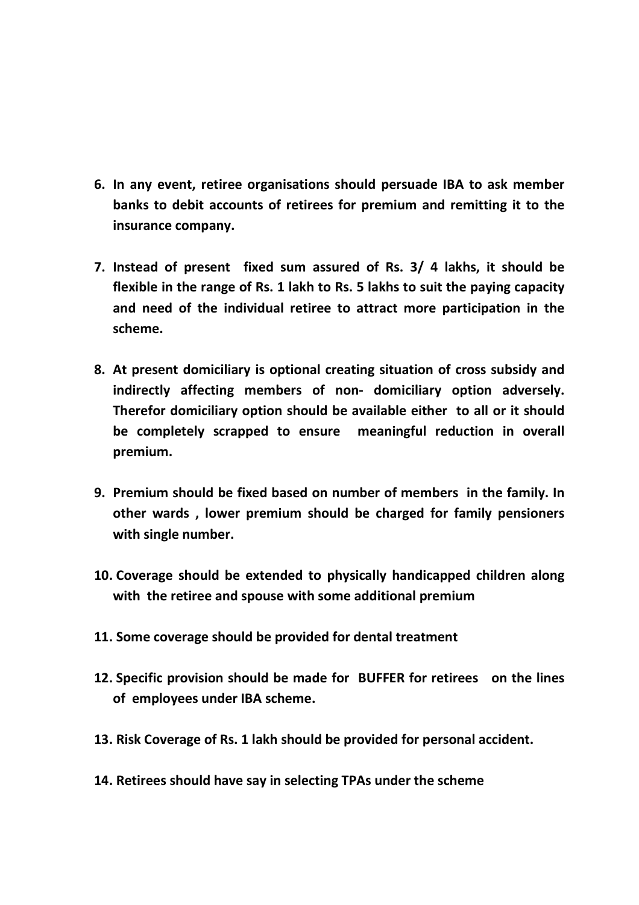6. **In any event, retiree organisations should persuade IBA to ask member banks to debit accounts of retirees for premium and remitting it to the insurance company.**

7. **Instead of present fixed sum assured of Rs. 3/ 4 lakhs, it should be flexible in the range of Rs. 1 lakh to Rs. 5 lakhs to suit the paying capacity and need of the individual retiree to attract more participation in the scheme.**

8. **At present domiciliary is optional creating situation of cross subsidy and indirectly affecting members of non- domiciliary option adversely. Therefor domiciliary option should be available either to all or it should be completely scrapped to ensure meaningful reduction in overall premium.**

9. **Premium should be fixed based on number of members in the family. In other wards , lower premium should be charged for family pensioners with single number.**

10. **Coverage should be extended to physically handicapped children along with the retiree and spouse with some additional premium**

11. **Some coverage should be provided for dental treatment**

12. **Specific provision should be made for BUFFER for retirees on the lines of employees under IBA scheme.**

13. **Risk Coverage of Rs. 1 lakh should be provided for personal accident.**

14. **Retirees should have say in selecting TPAs under the scheme**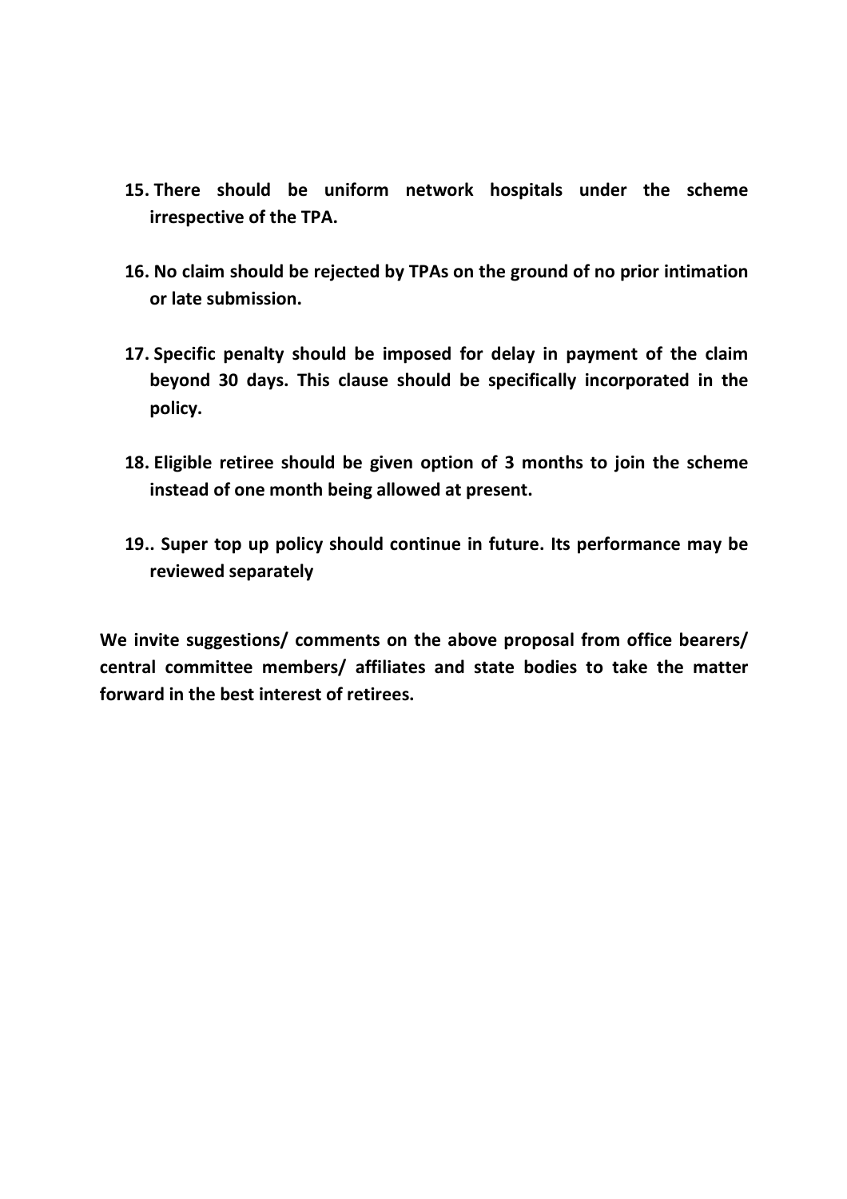15. **There should be uniform network hospitals under the scheme irrespective of the TPA.**

16. **No claim should be rejected by TPAs on the ground of no prior intimation or late submission.**

17. **Specific penalty should be imposed for delay in payment of the claim beyond 30 days. This clause should be specifically incorporated in the policy.**

18. **Eligible retiree should be given option of 3 months to join the scheme instead of one month being allowed at present.**

19. **. Super top up policy should continue in future. Its performance may be reviewed separately**

**We invite suggestions/ comments on the above proposal from office bearers/ central committee members/ affiliates and state bodies to take the matter forward in the best interest of retirees.**